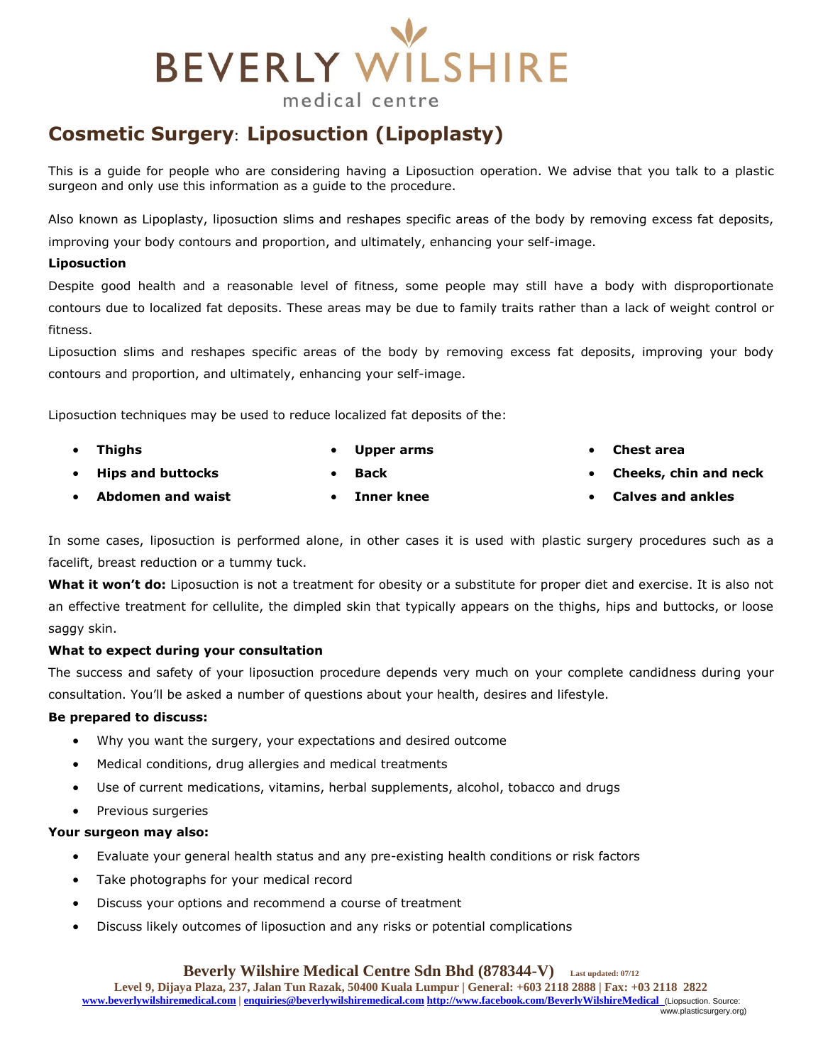# BEVERLY WILSHIRE
medical centre

## Cosmetic Surgery: Liposuction (Lipoplasty)

This is a guide for people who are considering having a Liposuction operation. We advise that you talk to a plastic surgeon and only use this information as a guide to the procedure.

Also known as Lipoplasty, liposuction slims and reshapes specific areas of the body by removing excess fat deposits, improving your body contours and proportion, and ultimately, enhancing your self-image.

**Liposuction**

Despite good health and a reasonable level of fitness, some people may still have a body with disproportionate contours due to localized fat deposits. These areas may be due to family traits rather than a lack of weight control or fitness.

Liposuction slims and reshapes specific areas of the body by removing excess fat deposits, improving your body contours and proportion, and ultimately, enhancing your self-image.

Liposuction techniques may be used to reduce localized fat deposits of the:

- **Thighs**
- **Hips and buttocks**
- **Abdomen and waist**
- **Upper arms**
- **Back**
- **Inner knee**
- **Chest area**
- **Cheeks, chin and neck**
- **Calves and ankles**

In some cases, liposuction is performed alone, in other cases it is used with plastic surgery procedures such as a facelift, breast reduction or a tummy tuck.

**What it won't do:** Liposuction is not a treatment for obesity or a substitute for proper diet and exercise. It is also not an effective treatment for cellulite, the dimpled skin that typically appears on the thighs, hips and buttocks, or loose saggy skin.

**What to expect during your consultation**

The success and safety of your liposuction procedure depends very much on your complete candidness during your consultation. You'll be asked a number of questions about your health, desires and lifestyle.

**Be prepared to discuss:**

- Why you want the surgery, your expectations and desired outcome
- Medical conditions, drug allergies and medical treatments
- Use of current medications, vitamins, herbal supplements, alcohol, tobacco and drugs
- Previous surgeries

**Your surgeon may also:**

- Evaluate your general health status and any pre-existing health conditions or risk factors
- Take photographs for your medical record
- Discuss your options and recommend a course of treatment
- Discuss likely outcomes of liposuction and any risks or potential complications

**Beverly Wilshire Medical Centre Sdn Bhd (878344-V)** Last updated: 07/12
Level 9, Dijaya Plaza, 237, Jalan Tun Razak, 50400 Kuala Lumpur | General: +603 2118 2888 | Fax: +03 2118 2822
www.beverlywilshiremedical.com | enquiries@beverlywilshiremedical.com http://www.facebook.com/BeverlyWilshireMedical (Liopsuction. Source: www.plasticsurgery.org)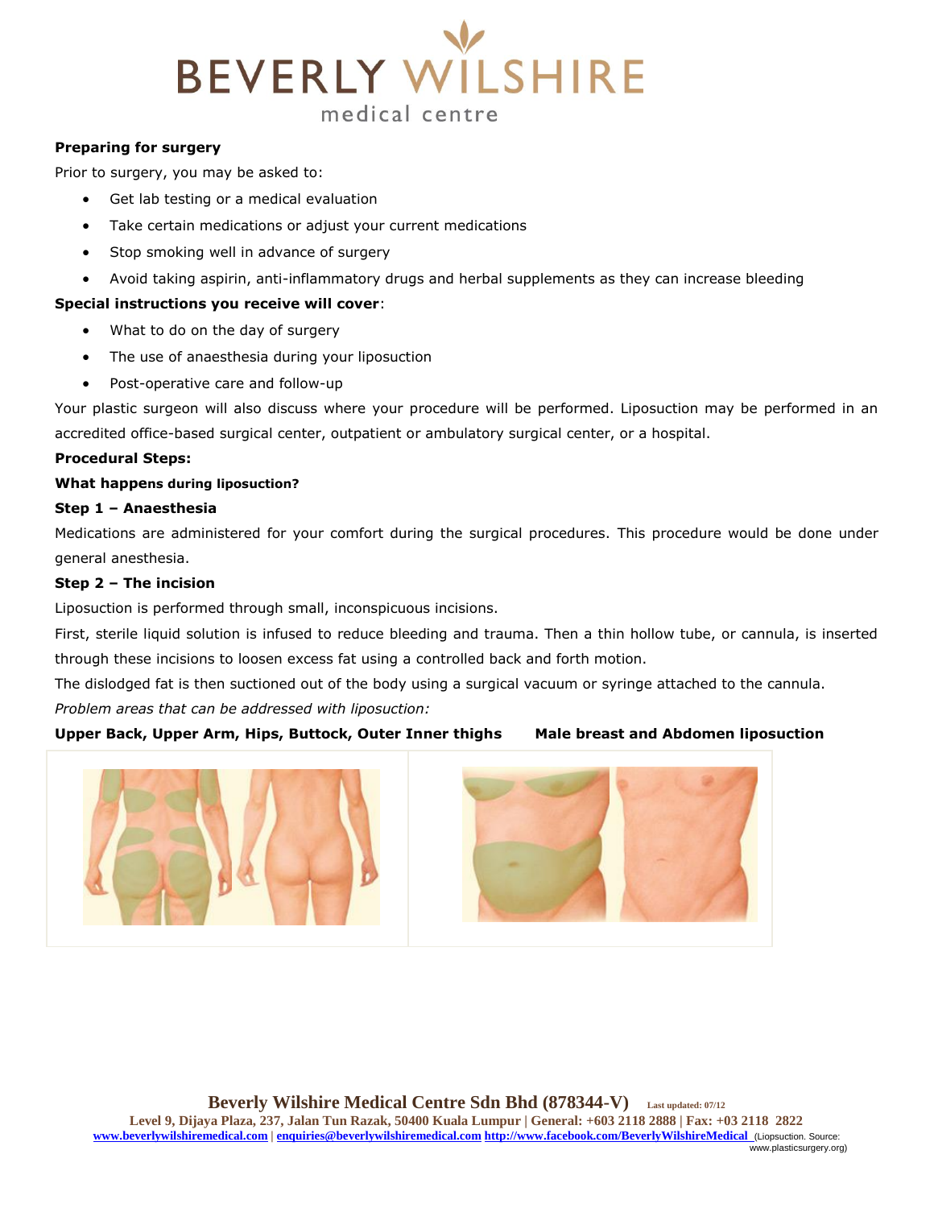**Preparing for surgery**

Prior to surgery, you may be asked to:

- Get lab testing or a medical evaluation
- Take certain medications or adjust your current medications
- Stop smoking well in advance of surgery
- Avoid taking aspirin, anti-inflammatory drugs and herbal supplements as they can increase bleeding

**Special instructions you receive will cover**:

- What to do on the day of surgery
- The use of anaesthesia during your liposuction
- Post-operative care and follow-up

Your plastic surgeon will also discuss where your procedure will be performed. Liposuction may be performed in an accredited office-based surgical center, outpatient or ambulatory surgical center, or a hospital.

**Procedural Steps:**

**What happens during liposuction?**

**Step 1 – Anaesthesia**

Medications are administered for your comfort during the surgical procedures. This procedure would be done under general anesthesia.

**Step 2 – The incision**

Liposuction is performed through small, inconspicuous incisions.

First, sterile liquid solution is infused to reduce bleeding and trauma. Then a thin hollow tube, or cannula, is inserted through these incisions to loosen excess fat using a controlled back and forth motion.

The dislodged fat is then suctioned out of the body using a surgical vacuum or syringe attached to the cannula.

*Problem areas that can be addressed with liposuction:*

**Upper Back, Upper Arm, Hips, Buttock, Outer Inner thighs**

**Male breast and Abdomen liposuction**

(Liopsuction. Source: www.plasticsurgery.org)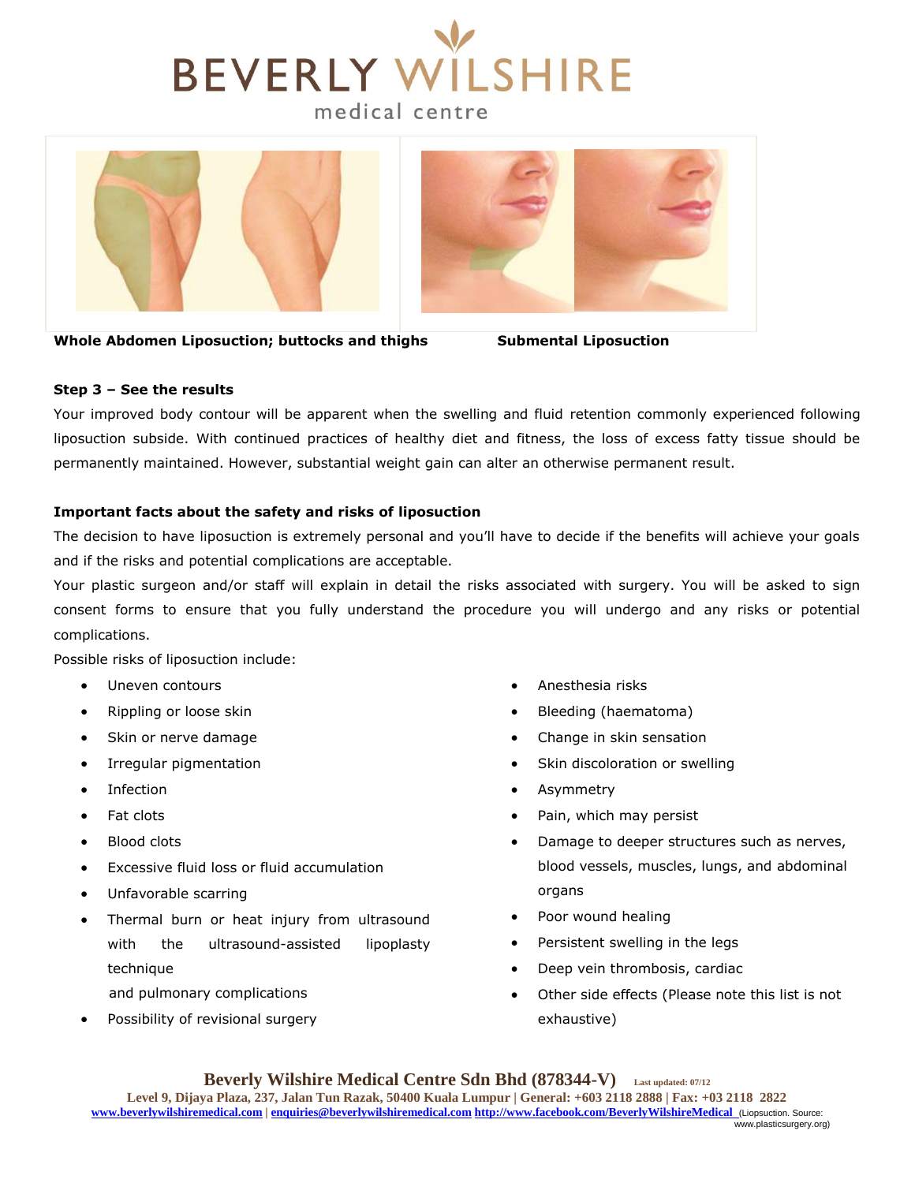**Whole Abdomen Liposuction; buttocks and thighs**

**Submental Liposuction**

**Step 3 – See the results**

Your improved body contour will be apparent when the swelling and fluid retention commonly experienced following liposuction subside. With continued practices of healthy diet and fitness, the loss of excess fatty tissue should be permanently maintained. However, substantial weight gain can alter an otherwise permanent result.

**Important facts about the safety and risks of liposuction**

The decision to have liposuction is extremely personal and you'll have to decide if the benefits will achieve your goals and if the risks and potential complications are acceptable.

Your plastic surgeon and/or staff will explain in detail the risks associated with surgery. You will be asked to sign consent forms to ensure that you fully understand the procedure you will undergo and any risks or potential complications.

Possible risks of liposuction include:

- Uneven contours
- Rippling or loose skin
- Skin or nerve damage
- Irregular pigmentation
- Infection
- Fat clots
- Blood clots
- Excessive fluid loss or fluid accumulation
- Unfavorable scarring
- Thermal burn or heat injury from ultrasound with the ultrasound-assisted lipoplasty technique and pulmonary complications
- Possibility of revisional surgery
- Anesthesia risks
- Bleeding (haematoma)
- Change in skin sensation
- Skin discoloration or swelling
- Asymmetry
- Pain, which may persist
- Damage to deeper structures such as nerves, blood vessels, muscles, lungs, and abdominal organs
- Poor wound healing
- Persistent swelling in the legs
- Deep vein thrombosis, cardiac
- Other side effects (Please note this list is not exhaustive)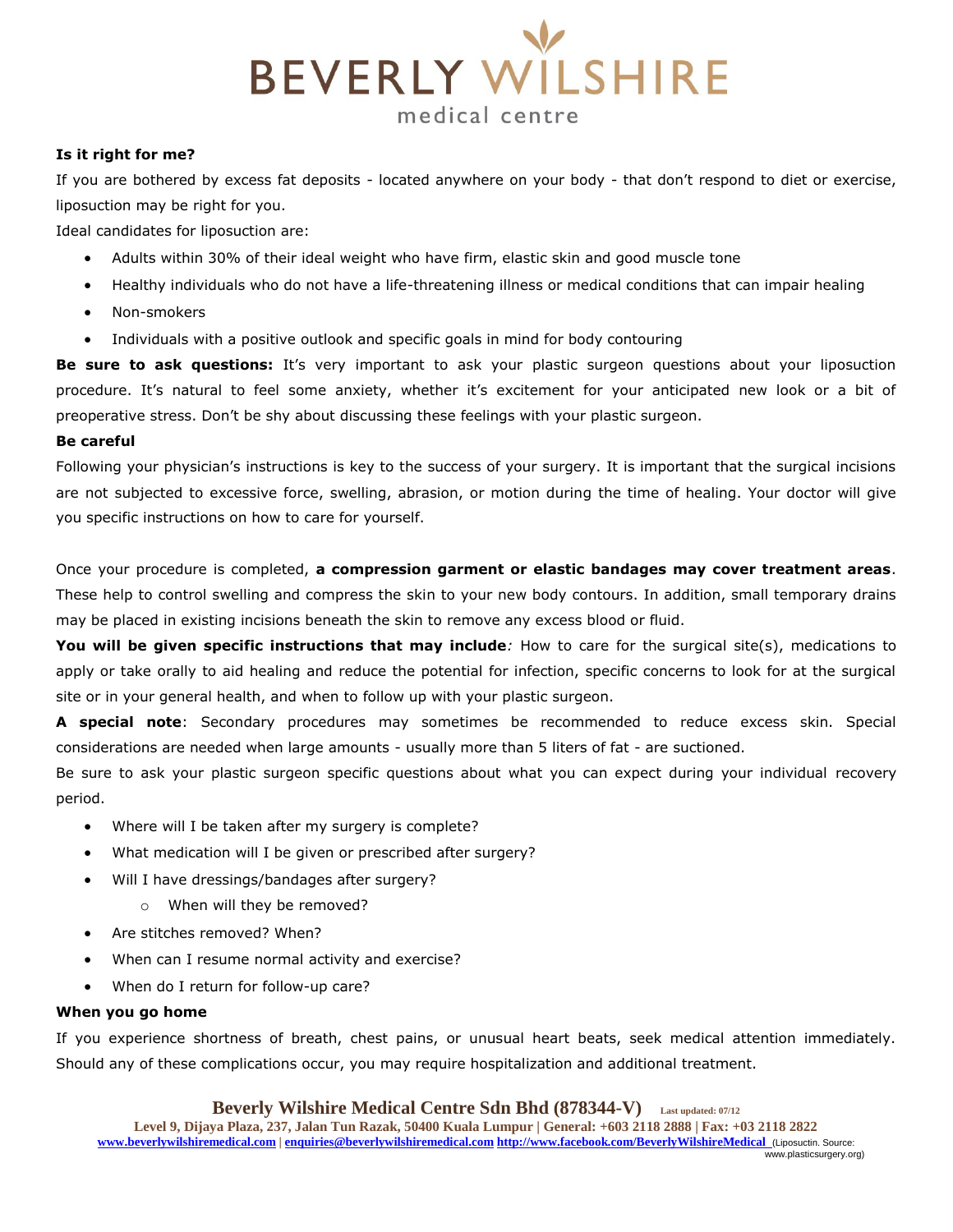**Is it right for me?**

If you are bothered by excess fat deposits - located anywhere on your body - that don't respond to diet or exercise, liposuction may be right for you.

Ideal candidates for liposuction are:

- Adults within 30% of their ideal weight who have firm, elastic skin and good muscle tone
- Healthy individuals who do not have a life-threatening illness or medical conditions that can impair healing
- Non-smokers
- Individuals with a positive outlook and specific goals in mind for body contouring

**Be sure to ask questions:** It's very important to ask your plastic surgeon questions about your liposuction procedure. It's natural to feel some anxiety, whether it's excitement for your anticipated new look or a bit of preoperative stress. Don't be shy about discussing these feelings with your plastic surgeon.

**Be careful**

Following your physician's instructions is key to the success of your surgery. It is important that the surgical incisions are not subjected to excessive force, swelling, abrasion, or motion during the time of healing. Your doctor will give you specific instructions on how to care for yourself.

Once your procedure is completed, **a compression garment or elastic bandages may cover treatment areas**. These help to control swelling and compress the skin to your new body contours. In addition, small temporary drains may be placed in existing incisions beneath the skin to remove any excess blood or fluid.

**You will be given specific instructions that may include***:* How to care for the surgical site(s), medications to apply or take orally to aid healing and reduce the potential for infection, specific concerns to look for at the surgical site or in your general health, and when to follow up with your plastic surgeon.

**A special note**: Secondary procedures may sometimes be recommended to reduce excess skin. Special considerations are needed when large amounts - usually more than 5 liters of fat - are suctioned.

Be sure to ask your plastic surgeon specific questions about what you can expect during your individual recovery period.

- Where will I be taken after my surgery is complete?
- What medication will I be given or prescribed after surgery?
- Will I have dressings/bandages after surgery?
  - When will they be removed?
- Are stitches removed? When?
- When can I resume normal activity and exercise?
- When do I return for follow-up care?

**When you go home**

If you experience shortness of breath, chest pains, or unusual heart beats, seek medical attention immediately. Should any of these complications occur, you may require hospitalization and additional treatment.

(Liposuctin. Source: www.plasticsurgery.org)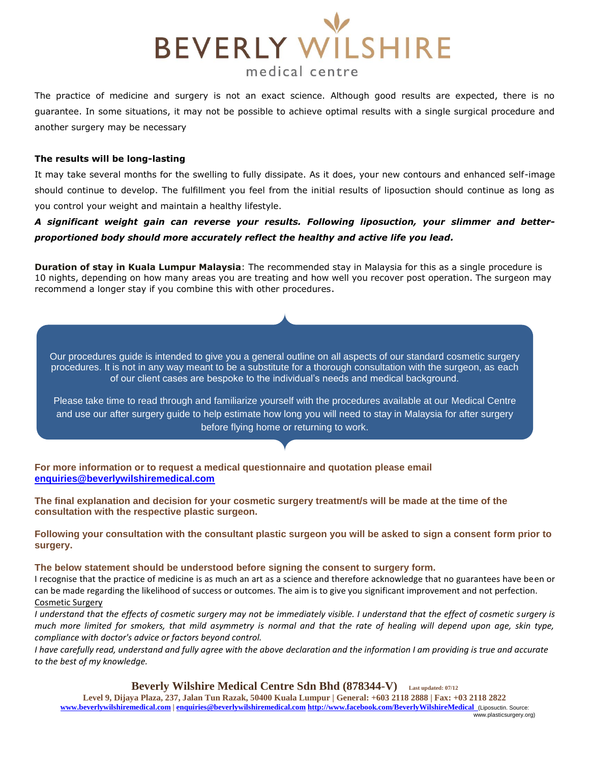The practice of medicine and surgery is not an exact science. Although good results are expected, there is no guarantee. In some situations, it may not be possible to achieve optimal results with a single surgical procedure and another surgery may be necessary

**The results will be long-lasting**

It may take several months for the swelling to fully dissipate. As it does, your new contours and enhanced self-image should continue to develop. The fulfillment you feel from the initial results of liposuction should continue as long as you control your weight and maintain a healthy lifestyle.

***A significant weight gain can reverse your results. Following liposuction, your slimmer and better-proportioned body should more accurately reflect the healthy and active life you lead.***

**Duration of stay in Kuala Lumpur Malaysia**: The recommended stay in Malaysia for this as a single procedure is 10 nights, depending on how many areas you are treating and how well you recover post operation. The surgeon may recommend a longer stay if you combine this with other procedures.

Our procedures guide is intended to give you a general outline on all aspects of our standard cosmetic surgery procedures. It is not in any way meant to be a substitute for a thorough consultation with the surgeon, as each of our client cases are bespoke to the individual's needs and medical background.

Please take time to read through and familiarize yourself with the procedures available at our Medical Centre and use our after surgery guide to help estimate how long you will need to stay in Malaysia for after surgery before flying home or returning to work.

**For more information or to request a medical questionnaire and quotation please email [enquiries@beverlywilshiremedical.com](mailto:enquiries@beverlywilshiremedical.com)**

**The final explanation and decision for your cosmetic surgery treatment/s will be made at the time of the consultation with the respective plastic surgeon.**

**Following your consultation with the consultant plastic surgeon you will be asked to sign a consent form prior to surgery.**

**The below statement should be understood before signing the consent to surgery form.**

I recognise that the practice of medicine is as much an art as a science and therefore acknowledge that no guarantees have been or can be made regarding the likelihood of success or outcomes. The aim is to give you significant improvement and not perfection.

Cosmetic Surgery

*I understand that the effects of cosmetic surgery may not be immediately visible. I understand that the effect of cosmetic surgery is much more limited for smokers, that mild asymmetry is normal and that the rate of healing will depend upon age, skin type, compliance with doctor's advice or factors beyond control.*

*I have carefully read, understand and fully agree with the above declaration and the information I am providing is true and accurate to the best of my knowledge.*

**Beverly Wilshire Medical Centre Sdn Bhd (878344-V)** Last updated: 07/12

Level 9, Dijaya Plaza, 237, Jalan Tun Razak, 50400 Kuala Lumpur | General: +603 2118 2888 | Fax: +03 2118 2822

www.beverlywilshiremedical.com | enquiries@beverlywilshiremedical.com http://www.facebook.com/BeverlyWilshireMedical (Liposuctin. Source: www.plasticsurgery.org)